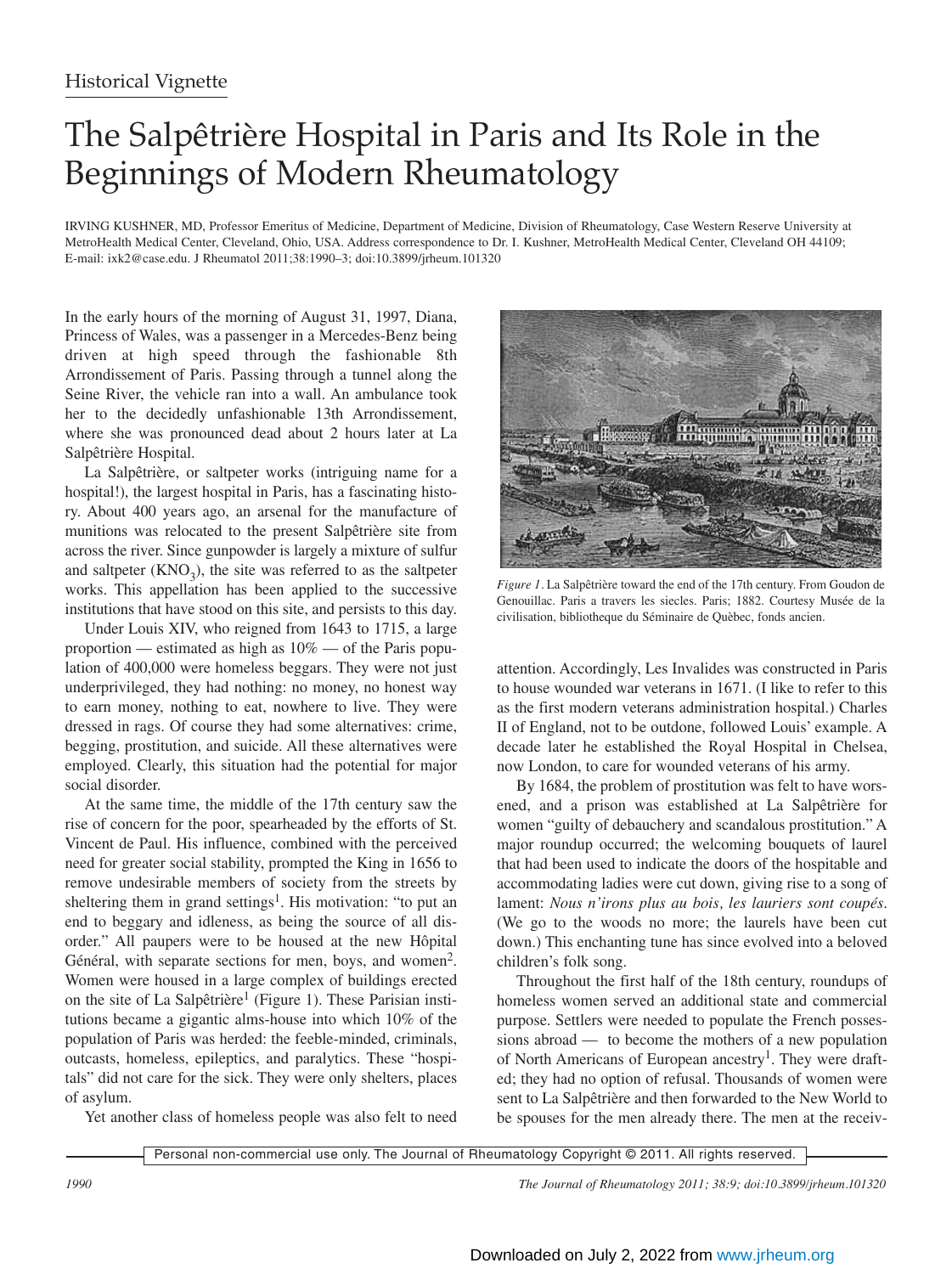Historical Vignette

# The Salpêtrière Hospital in Paris and Its Role in the Beginnings of Modern Rheumatology

IRVING KUSHNER, MD, Professor Emeritus of Medicine, Department of Medicine, Division of Rheumatology, Case Western Reserve University at MetroHealth Medical Center, Cleveland, Ohio, USA. Address correspondence to Dr. I. Kushner, MetroHealth Medical Center, Cleveland OH 44109; E-mail: ixk2@case.edu. J Rheumatol 2011;38:1990–3; doi:10.3899/jrheum.101320

In the early hours of the morning of August 31, 1997, Diana, Princess of Wales, was a passenger in a Mercedes-Benz being driven at high speed through the fashionable 8th Arrondissement of Paris. Passing through a tunnel along the Seine River, the vehicle ran into a wall. An ambulance took her to the decidedly unfashionable 13th Arrondissement, where she was pronounced dead about 2 hours later at La Salpêtrière Hospital.

La Salpêtrière, or saltpeter works (intriguing name for a hospital!), the largest hospital in Paris, has a fascinating history. About 400 years ago, an arsenal for the manufacture of munitions was relocated to the present Salpêtrière site from across the river. Since gunpowder is largely a mixture of sulfur and saltpeter ($KNO_3$), the site was referred to as the saltpeter works. This appellation has been applied to the successive institutions that have stood on this site, and persists to this day.

Under Louis XIV, who reigned from 1643 to 1715, a large proportion — estimated as high as 10% — of the Paris population of 400,000 were homeless beggars. They were not just underprivileged, they had nothing: no money, no honest way to earn money, nothing to eat, nowhere to live. They were dressed in rags. Of course they had some alternatives: crime, begging, prostitution, and suicide. All these alternatives were employed. Clearly, this situation had the potential for major social disorder.

At the same time, the middle of the 17th century saw the rise of concern for the poor, spearheaded by the efforts of St. Vincent de Paul. His influence, combined with the perceived need for greater social stability, prompted the King in 1656 to remove undesirable members of society from the streets by sheltering them in grand settings[1]. His motivation: "to put an end to beggary and idleness, as being the source of all disorder." All paupers were to be housed at the new Hôpital Général, with separate sections for men, boys, and women[2]. Women were housed in a large complex of buildings erected on the site of La Salpêtrière[1] (Figure 1). These Parisian institutions became a gigantic alms-house into which 10% of the population of Paris was herded: the feeble-minded, criminals, outcasts, homeless, epileptics, and paralytics. These "hospitals" did not care for the sick. They were only shelters, places of asylum.

*Figure 1*. La Salpêtrière toward the end of the 17th century. From Goudon de Genouillac. Paris a travers les siecles. Paris; 1882. Courtesy Musée de la civilisation, bibliotheque du Séminaire de Québec, fonds ancien.

Yet another class of homeless people was also felt to need attention. Accordingly, Les Invalides was constructed in Paris to house wounded war veterans in 1671. (I like to refer to this as the first modern veterans administration hospital.) Charles II of England, not to be outdone, followed Louis' example. A decade later he established the Royal Hospital in Chelsea, now London, to care for wounded veterans of his army.

By 1684, the problem of prostitution was felt to have worsened, and a prison was established at La Salpêtrière for women "guilty of debauchery and scandalous prostitution." A major roundup occurred; the welcoming bouquets of laurel that had been used to indicate the doors of the hospitable and accommodating ladies were cut down, giving rise to a song of lament: *Nous n'irons plus au bois, les lauriers sont coupés*. (We go to the woods no more; the laurels have been cut down.) This enchanting tune has since evolved into a beloved children's folk song.

Throughout the first half of the 18th century, roundups of homeless women served an additional state and commercial purpose. Settlers were needed to populate the French possessions abroad — to become the mothers of a new population of North Americans of European ancestry[1]. They were drafted; they had no option of refusal. Thousands of women were sent to La Salpêtrière and then forwarded to the New World to be spouses for the men already there. The men at the receiv-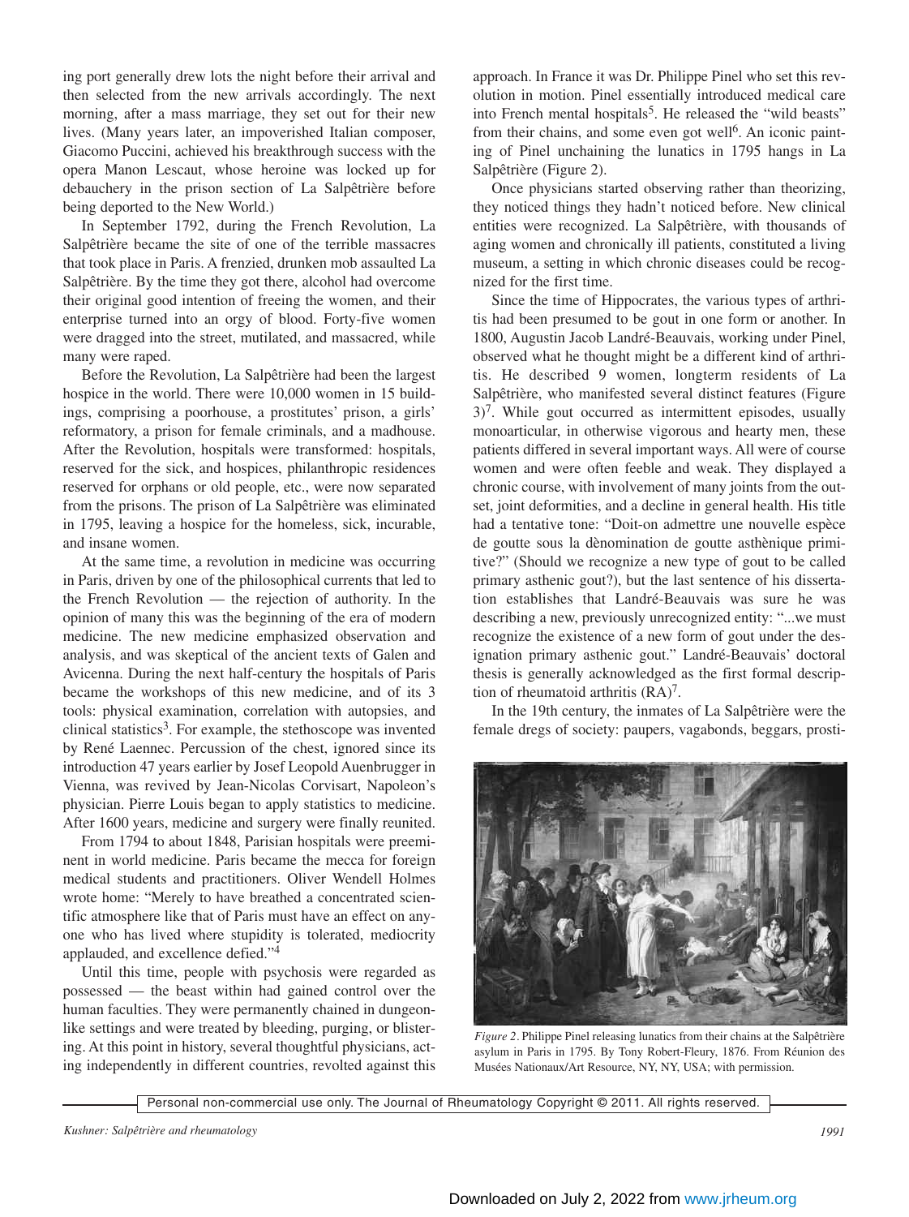ing port generally drew lots the night before their arrival and then selected from the new arrivals accordingly. The next morning, after a mass marriage, they set out for their new lives. (Many years later, an impoverished Italian composer, Giacomo Puccini, achieved his breakthrough success with the opera Manon Lescaut, whose heroine was locked up for debauchery in the prison section of La Salpêtrière before being deported to the New World.)

In September 1792, during the French Revolution, La Salpêtrière became the site of one of the terrible massacres that took place in Paris. A frenzied, drunken mob assaulted La Salpêtrière. By the time they got there, alcohol had overcome their original good intention of freeing the women, and their enterprise turned into an orgy of blood. Forty-five women were dragged into the street, mutilated, and massacred, while many were raped.

Before the Revolution, La Salpêtrière had been the largest hospice in the world. There were 10,000 women in 15 buildings, comprising a poorhouse, a prostitutes' prison, a girls' reformatory, a prison for female criminals, and a madhouse. After the Revolution, hospitals were transformed: hospitals, reserved for the sick, and hospices, philanthropic residences reserved for orphans or old people, etc., were now separated from the prisons. The prison of La Salpêtrière was eliminated in 1795, leaving a hospice for the homeless, sick, incurable, and insane women.

At the same time, a revolution in medicine was occurring in Paris, driven by one of the philosophical currents that led to the French Revolution — the rejection of authority. In the opinion of many this was the beginning of the era of modern medicine. The new medicine emphasized observation and analysis, and was skeptical of the ancient texts of Galen and Avicenna. During the next half-century the hospitals of Paris became the workshops of this new medicine, and of its 3 tools: physical examination, correlation with autopsies, and clinical statistics[3]. For example, the stethoscope was invented by René Laennec. Percussion of the chest, ignored since its introduction 47 years earlier by Josef Leopold Auenbrugger in Vienna, was revived by Jean-Nicolas Corvisart, Napoleon's physician. Pierre Louis began to apply statistics to medicine. After 1600 years, medicine and surgery were finally reunited.

From 1794 to about 1848, Parisian hospitals were preeminent in world medicine. Paris became the mecca for foreign medical students and practitioners. Oliver Wendell Holmes wrote home: "Merely to have breathed a concentrated scientific atmosphere like that of Paris must have an effect on anyone who has lived where stupidity is tolerated, mediocrity applauded, and excellence defied."[4]

Until this time, people with psychosis were regarded as possessed — the beast within had gained control over the human faculties. They were permanently chained in dungeon-like settings and were treated by bleeding, purging, or blistering. At this point in history, several thoughtful physicians, acting independently in different countries, revolted against this approach. In France it was Dr. Philippe Pinel who set this revolution in motion. Pinel essentially introduced medical care into French mental hospitals[5]. He released the "wild beasts" from their chains, and some even got well[6]. An iconic painting of Pinel unchaining the lunatics in 1795 hangs in La Salpêtrière (Figure 2).

Once physicians started observing rather than theorizing, they noticed things they hadn't noticed before. New clinical entities were recognized. La Salpêtrière, with thousands of aging women and chronically ill patients, constituted a living museum, a setting in which chronic diseases could be recognized for the first time.

Since the time of Hippocrates, the various types of arthritis had been presumed to be gout in one form or another. In 1800, Augustin Jacob Landré-Beauvais, working under Pinel, observed what he thought might be a different kind of arthritis. He described 9 women, longterm residents of La Salpêtrière, who manifested several distinct features (Figure 3)[7]. While gout occurred as intermittent episodes, usually monoarticular, in otherwise vigorous and hearty men, these patients differed in several important ways. All were of course women and were often feeble and weak. They displayed a chronic course, with involvement of many joints from the outset, joint deformities, and a decline in general health. His title had a tentative tone: "Doit-on admettre une nouvelle espèce de goutte sous la dènomination de goutte asthènique primitive?" (Should we recognize a new type of gout to be called primary asthenic gout?), but the last sentence of his dissertation establishes that Landré-Beauvais was sure he was describing a new, previously unrecognized entity: "...we must recognize the existence of a new form of gout under the designation primary asthenic gout." Landré-Beauvais' doctoral thesis is generally acknowledged as the first formal description of rheumatoid arthritis (RA)[7].

In the 19th century, the inmates of La Salpêtrière were the female dregs of society: paupers, vagabonds, beggars, prosti-

*Figure 2*. Philippe Pinel releasing lunatics from their chains at the Salpêtrière asylum in Paris in 1795. By Tony Robert-Fleury, 1876. From Réunion des Musées Nationaux/Art Resource, NY, NY, USA; with permission.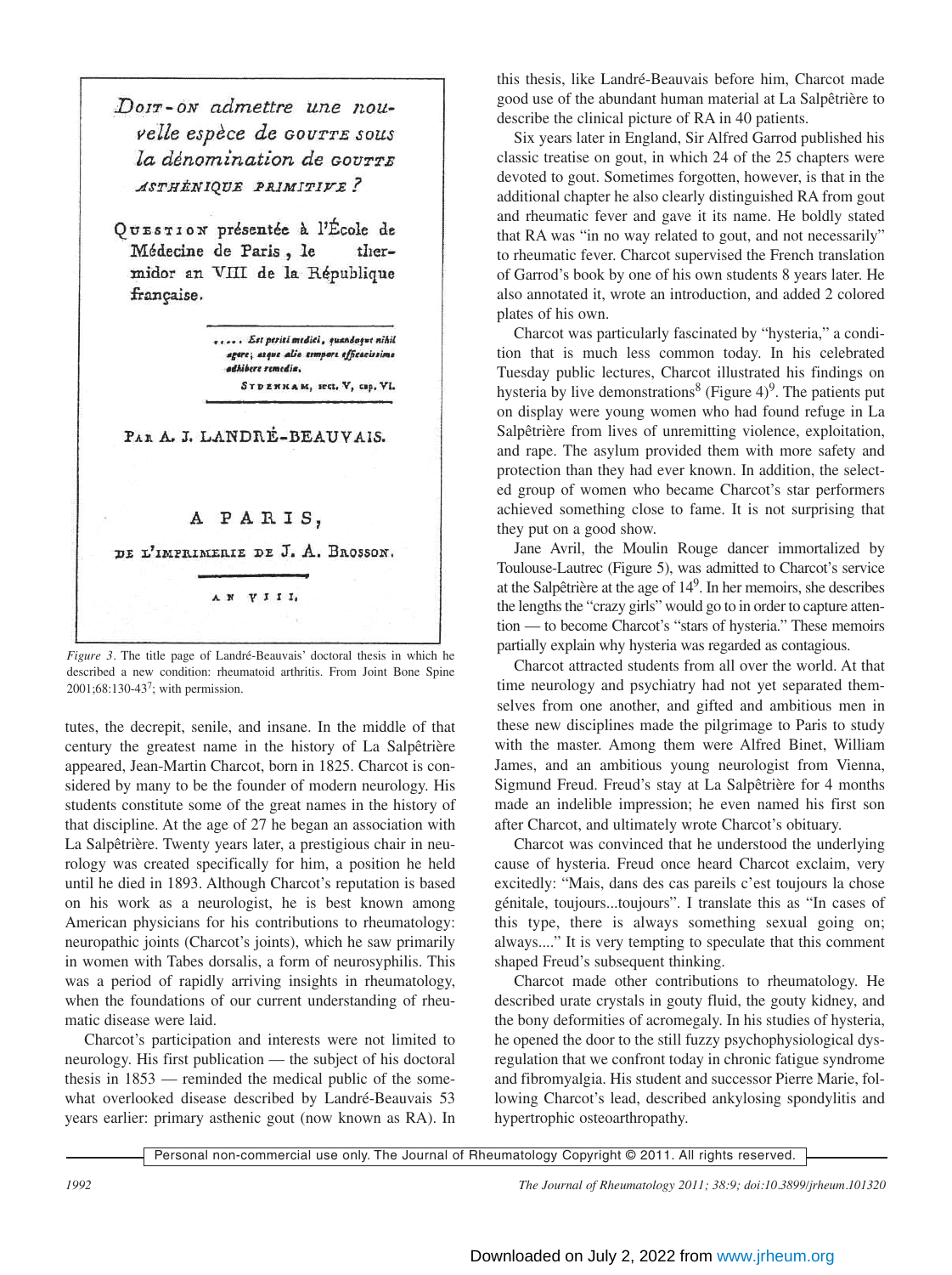Doit-on admettre une nouvelle espèce de goutte sous la dénomination de goutte asthénique primitive?

Question présentée à l'École de Médecine de Paris, le thermidor an VIII de la République française.

..... Est periti medici, quandoque nihil agere; atque alio tempore efficacissima adhibere remedia.

SYDENHAM, sect. V, cap. VI.

PAR A. J. LANDRÉ-BEAUVAIS.

A PARIS,

DE L'IMPRIMERIE DE J. A. BROSSON.

AN VIII.

*Figure 3*. The title page of Landré-Beauvais' doctoral thesis in which he described a new condition: rheumatoid arthritis. From Joint Bone Spine 2001;68:130-43[7]; with permission.

tutes, the decrepit, senile, and insane. In the middle of that century the greatest name in the history of La Salpêtrière appeared, Jean-Martin Charcot, born in 1825. Charcot is considered by many to be the founder of modern neurology. His students constitute some of the great names in the history of that discipline. At the age of 27 he began an association with La Salpêtrière. Twenty years later, a prestigious chair in neurology was created specifically for him, a position he held until he died in 1893. Although Charcot's reputation is based on his work as a neurologist, he is best known among American physicians for his contributions to rheumatology: neuropathic joints (Charcot's joints), which he saw primarily in women with Tabes dorsalis, a form of neurosyphilis. This was a period of rapidly arriving insights in rheumatology, when the foundations of our current understanding of rheumatic disease were laid.

Charcot's participation and interests were not limited to neurology. His first publication — the subject of his doctoral thesis in 1853 — reminded the medical public of the somewhat overlooked disease described by Landré-Beauvais 53 years earlier: primary asthenic gout (now known as RA). In this thesis, like Landré-Beauvais before him, Charcot made good use of the abundant human material at La Salpêtrière to describe the clinical picture of RA in 40 patients.

Six years later in England, Sir Alfred Garrod published his classic treatise on gout, in which 24 of the 25 chapters were devoted to gout. Sometimes forgotten, however, is that in the additional chapter he also clearly distinguished RA from gout and rheumatic fever and gave it its name. He boldly stated that RA was "in no way related to gout, and not necessarily" to rheumatic fever. Charcot supervised the French translation of Garrod's book by one of his own students 8 years later. He also annotated it, wrote an introduction, and added 2 colored plates of his own.

Charcot was particularly fascinated by "hysteria," a condition that is much less common today. In his celebrated Tuesday public lectures, Charcot illustrated his findings on hysteria by live demonstrations[8] (Figure 4)[9]. The patients put on display were young women who had found refuge in La Salpêtrière from lives of unremitting violence, exploitation, and rape. The asylum provided them with more safety and protection than they had ever known. In addition, the selected group of women who became Charcot's star performers achieved something close to fame. It is not surprising that they put on a good show.

Jane Avril, the Moulin Rouge dancer immortalized by Toulouse-Lautrec (Figure 5), was admitted to Charcot's service at the Salpêtrière at the age of 14[9]. In her memoirs, she describes the lengths the "crazy girls" would go to in order to capture attention — to become Charcot's "stars of hysteria." These memoirs partially explain why hysteria was regarded as contagious.

Charcot attracted students from all over the world. At that time neurology and psychiatry had not yet separated themselves from one another, and gifted and ambitious men in these new disciplines made the pilgrimage to Paris to study with the master. Among them were Alfred Binet, William James, and an ambitious young neurologist from Vienna, Sigmund Freud. Freud's stay at La Salpêtrière for 4 months made an indelible impression; he even named his first son after Charcot, and ultimately wrote Charcot's obituary.

Charcot was convinced that he understood the underlying cause of hysteria. Freud once heard Charcot exclaim, very excitedly: "Mais, dans des cas pareils c'est toujours la chose génitale, toujours...toujours". I translate this as "In cases of this type, there is always something sexual going on; always...." It is very tempting to speculate that this comment shaped Freud's subsequent thinking.

Charcot made other contributions to rheumatology. He described urate crystals in gouty fluid, the gouty kidney, and the bony deformities of acromegaly. In his studies of hysteria, he opened the door to the still fuzzy psychophysiological dysregulation that we confront today in chronic fatigue syndrome and fibromyalgia. His student and successor Pierre Marie, following Charcot's lead, described ankylosing spondylitis and hypertrophic osteoarthropathy.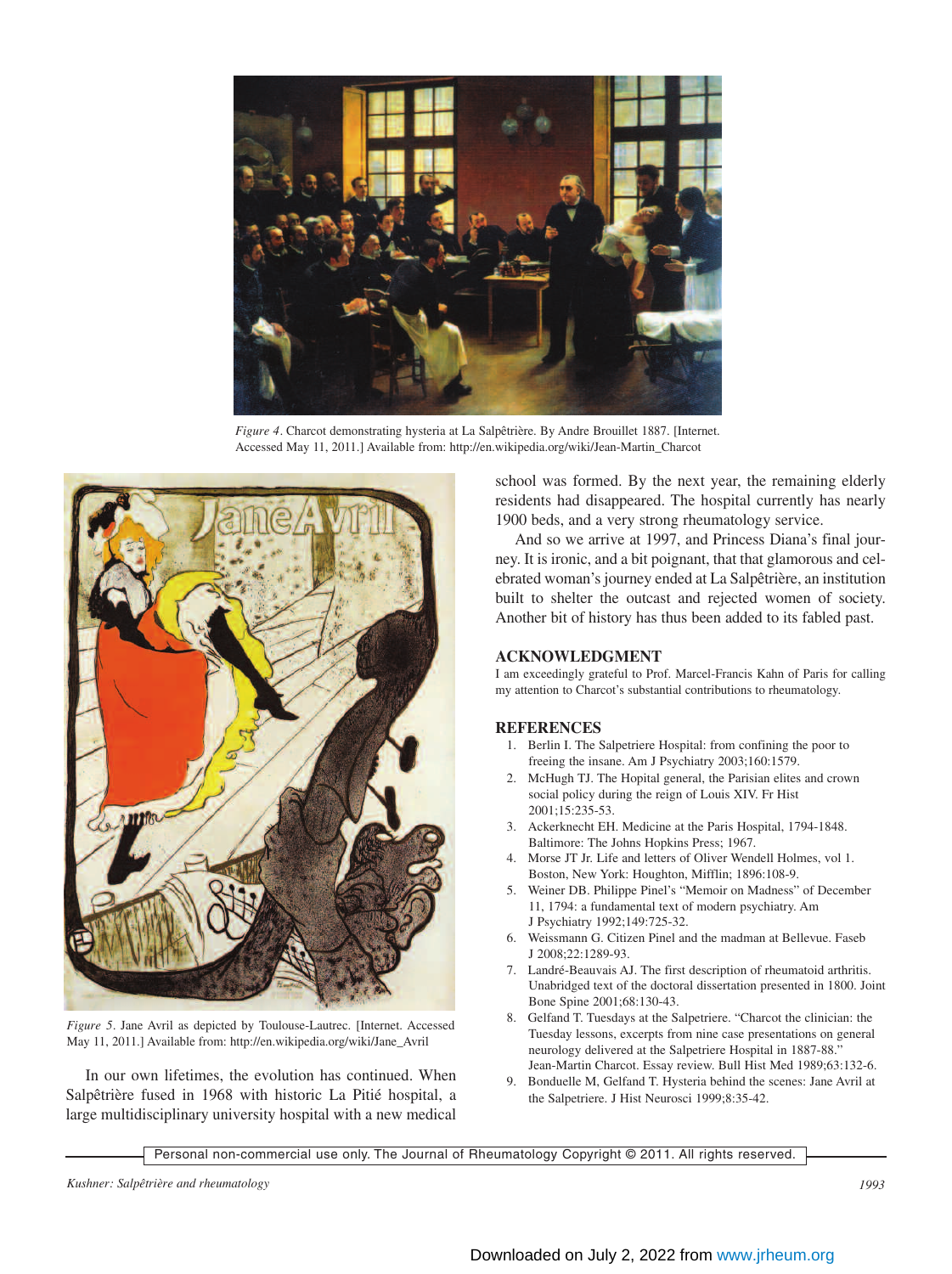*Figure 4*. Charcot demonstrating hysteria at La Salpêtrière. By Andre Brouillet 1887. [Internet. Accessed May 11, 2011.] Available from: http://en.wikipedia.org/wiki/Jean-Martin_Charcot

*Figure 5*. Jane Avril as depicted by Toulouse-Lautrec. [Internet. Accessed May 11, 2011.] Available from: http://en.wikipedia.org/wiki/Jane_Avril

In our own lifetimes, the evolution has continued. When Salpêtrière fused in 1968 with historic La Pitié hospital, a large multidisciplinary university hospital with a new medical school was formed. By the next year, the remaining elderly residents had disappeared. The hospital currently has nearly 1900 beds, and a very strong rheumatology service.

And so we arrive at 1997, and Princess Diana's final journey. It is ironic, and a bit poignant, that that glamorous and celebrated woman's journey ended at La Salpêtrière, an institution built to shelter the outcast and rejected women of society. Another bit of history has thus been added to its fabled past.

## ACKNOWLEDGMENT

I am exceedingly grateful to Prof. Marcel-Francis Kahn of Paris for calling my attention to Charcot's substantial contributions to rheumatology.

## REFERENCES

1. Berlin I. The Salpetriere Hospital: from confining the poor to freeing the insane. Am J Psychiatry 2003;160:1579.
2. McHugh TJ. The Hopital general, the Parisian elites and crown social policy during the reign of Louis XIV. Fr Hist 2001;15:235-53.
3. Ackerknecht EH. Medicine at the Paris Hospital, 1794-1848. Baltimore: The Johns Hopkins Press; 1967.
4. Morse JT Jr. Life and letters of Oliver Wendell Holmes, vol 1. Boston, New York: Houghton, Mifflin; 1896:108-9.
5. Weiner DB. Philippe Pinel's "Memoir on Madness" of December 11, 1794: a fundamental text of modern psychiatry. Am J Psychiatry 1992;149:725-32.
6. Weissmann G. Citizen Pinel and the madman at Bellevue. Faseb J 2008;22:1289-93.
7. Landré-Beauvais AJ. The first description of rheumatoid arthritis. Unabridged text of the doctoral dissertation presented in 1800. Joint Bone Spine 2001;68:130-43.
8. Gelfand T. Tuesdays at the Salpetriere. "Charcot the clinician: the Tuesday lessons, excerpts from nine case presentations on general neurology delivered at the Salpetriere Hospital in 1887-88." Jean-Martin Charcot. Essay review. Bull Hist Med 1989;63:132-6.
9. Bonduelle M, Gelfand T. Hysteria behind the scenes: Jane Avril at the Salpetriere. J Hist Neurosci 1999;8:35-42.